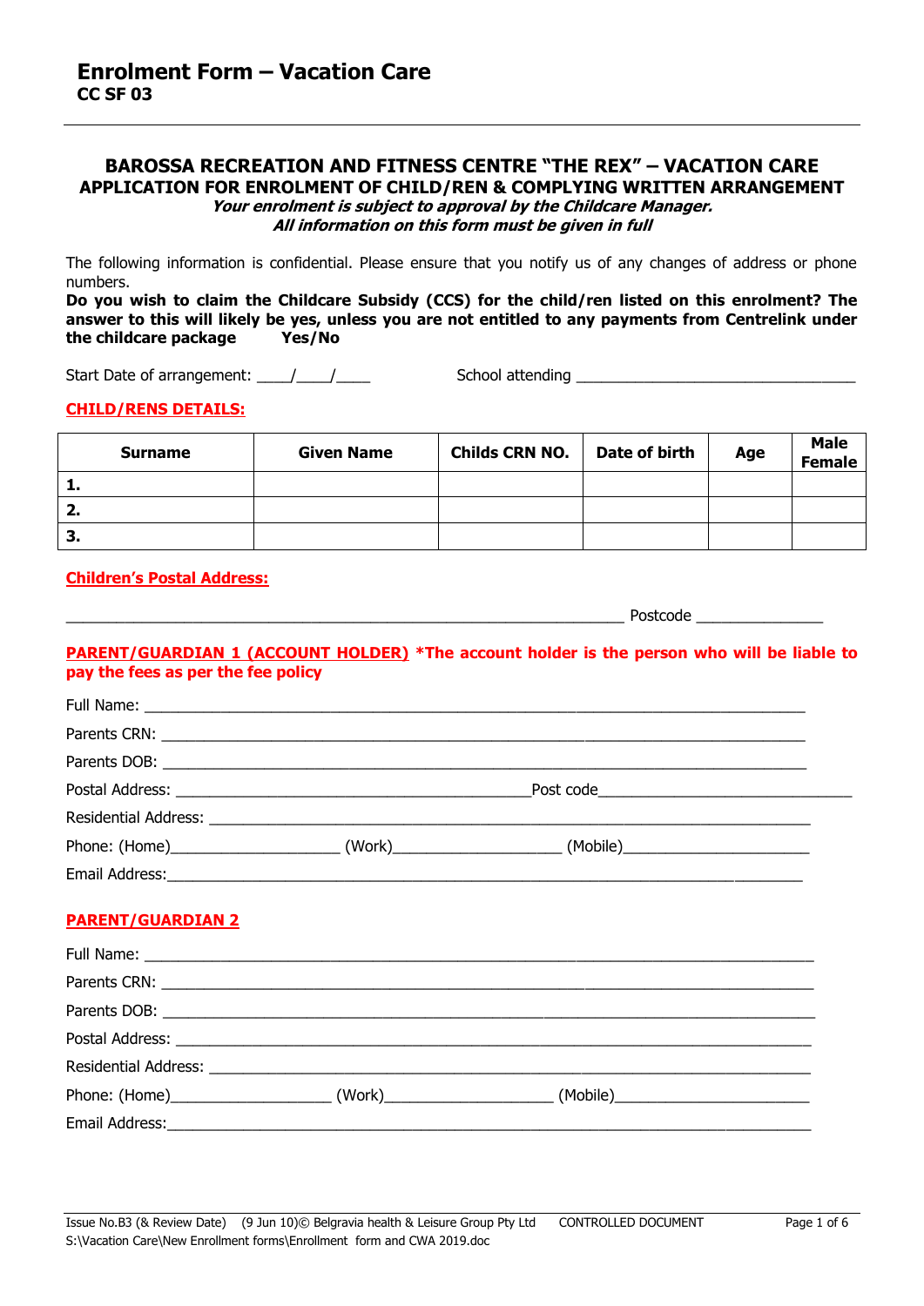# Enrolment Form – Vacation Care
**CC SF 03**

---

## BAROSSA RECREATION AND FITNESS CENTRE "THE REX" – VACATION CARE
### APPLICATION FOR ENROLMENT OF CHILD/REN & COMPLYING WRITTEN ARRANGEMENT

***Your enrolment is subject to approval by the Childcare Manager.***
***All information on this form must be given in full***

The following information is confidential. Please ensure that you notify us of any changes of address or phone numbers.

**Do you wish to claim the Childcare Subsidy (CCS) for the child/ren listed on this enrolment? The answer to this will likely be yes, unless you are not entitled to any payments from Centrelink under the childcare package Yes/No**

Start Date of arrangement: ____/____/____ School attending ________________________________

**CHILD/RENS DETAILS:**

| Surname | Given Name | Childs CRN NO. | Date of birth | Age | Male Female |
|---|---|---|---|---|---|
| **1.** | | | | | |
| **2.** | | | | | |
| **3.** | | | | | |

**Children's Postal Address:**

_________________________________________________________________ Postcode _______________

**PARENT/GUARDIAN 1 (ACCOUNT HOLDER) *The account holder is the person who will be liable to pay the fees as per the fee policy**

Full Name: ____________________________________________________________________________

Parents CRN: __________________________________________________________________________

Parents DOB: __________________________________________________________________________

Postal Address: __________________________________________Post code______________________________

Residential Address: ______________________________________________________________________

Phone: (Home)____________________ (Work)____________________ (Mobile)______________________

Email Address:_____________________________________________________________________________

**PARENT/GUARDIAN 2**

Full Name: ____________________________________________________________________________

Parents CRN: __________________________________________________________________________

Parents DOB: __________________________________________________________________________

Postal Address: _________________________________________________________________________

Residential Address: ______________________________________________________________________

Phone: (Home)___________________ (Work)____________________ (Mobile)_______________________

Email Address:_____________________________________________________________________________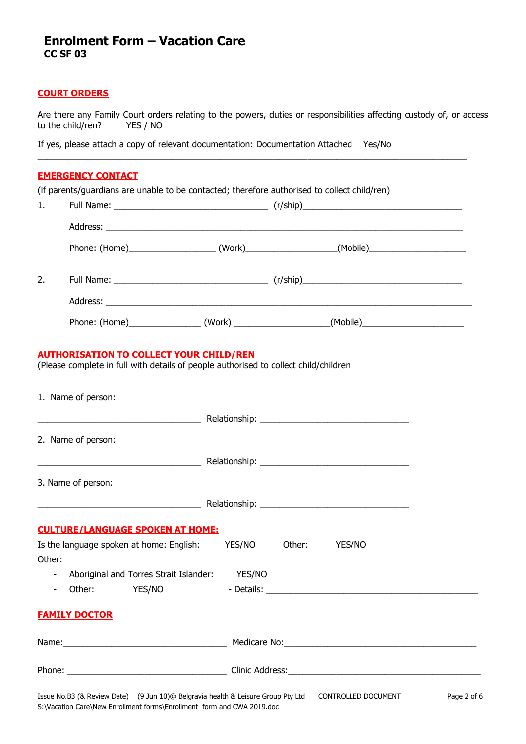# Enrolment Form – Vacation Care
**CC SF 03**

## COURT ORDERS

Are there any Family Court orders relating to the powers, duties or responsibilities affecting custody of, or access to the child/ren? YES / NO

If yes, please attach a copy of relevant documentation: Documentation Attached Yes/No

---

## EMERGENCY CONTACT

(if parents/guardians are unable to be contacted; therefore authorised to collect child/ren)

1. Full Name: ______________________________ (r/ship)______________________________

   Address: ______________________________________________________________________

   Phone: (Home)_________________ (Work)__________________(Mobile)___________________

2. Full Name: ______________________________ (r/ship)______________________________

   Address: ______________________________________________________________________

   Phone: (Home)______________ (Work) __________________(Mobile)____________________

## AUTHORISATION TO COLLECT YOUR CHILD/REN

(Please complete in full with details of people authorised to collect child/children

1. Name of person:

   ________________________________ Relationship: _____________________________

2. Name of person:

   ________________________________ Relationship: _____________________________

3. Name of person:

   ________________________________ Relationship: _____________________________

## CULTURE/LANGUAGE SPOKEN AT HOME:

Is the language spoken at home: English: YES/NO Other: YES/NO

Other:

- Aboriginal and Torres Strait Islander: YES/NO
- Other: YES/NO - Details: __________________________________________

## FAMILY DOCTOR

Name:________________________________ Medicare No:________________________________________

Phone: _______________________________ Clinic Address:_____________________________________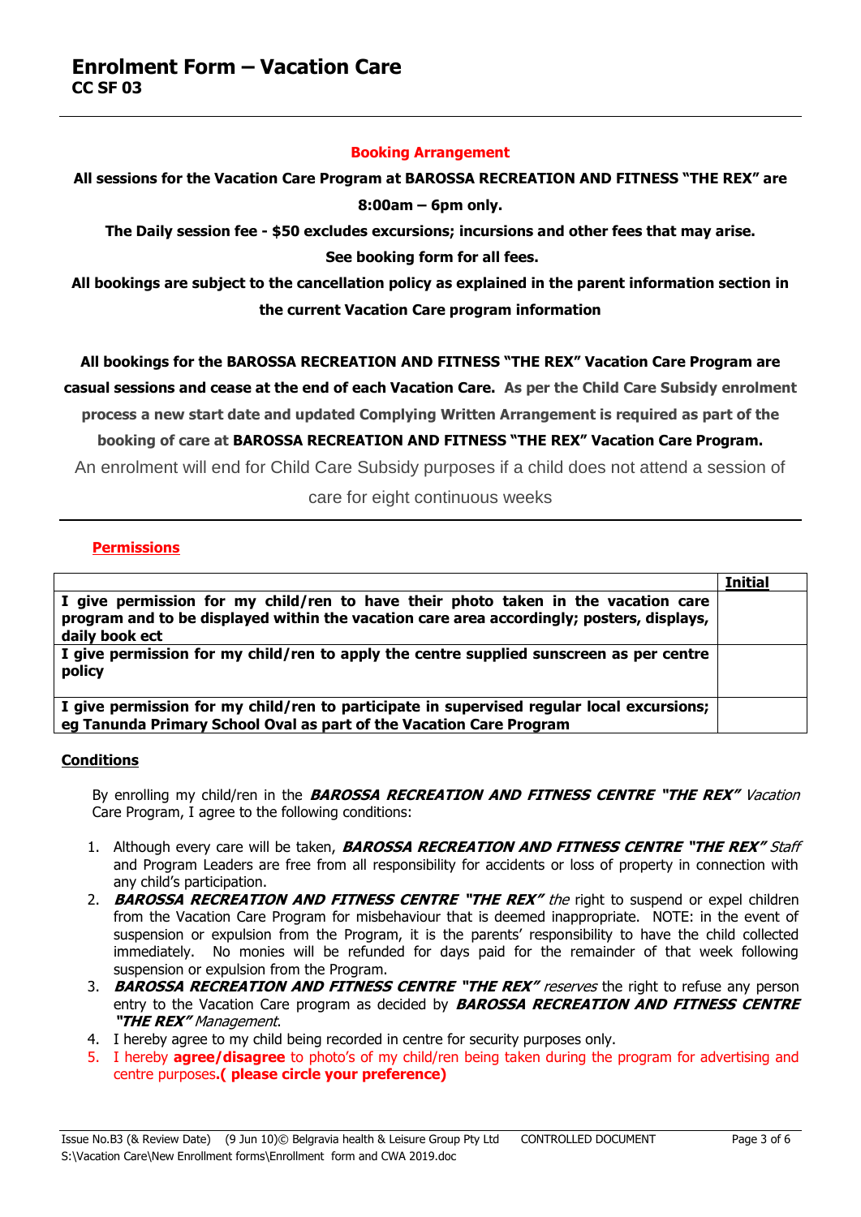# Enrolment Form – Vacation Care
**CC SF 03**

---

**Booking Arrangement**

**All sessions for the Vacation Care Program at BAROSSA RECREATION AND FITNESS "THE REX" are 8:00am – 6pm only.**

**The Daily session fee - $50 excludes excursions; incursions and other fees that may arise. See booking form for all fees.**

**All bookings are subject to the cancellation policy as explained in the parent information section in the current Vacation Care program information**

**All bookings for the BAROSSA RECREATION AND FITNESS "THE REX" Vacation Care Program are casual sessions and cease at the end of each Vacation Care. As per the Child Care Subsidy enrolment process a new start date and updated Complying Written Arrangement is required as part of the booking of care at BAROSSA RECREATION AND FITNESS "THE REX" Vacation Care Program.**

An enrolment will end for Child Care Subsidy purposes if a child does not attend a session of care for eight continuous weeks

---

**Permissions**

| | **Initial** |
|---|---|
| **I give permission for my child/ren to have their photo taken in the vacation care program and to be displayed within the vacation care area accordingly; posters, displays, daily book ect** | |
| **I give permission for my child/ren to apply the centre supplied sunscreen as per centre policy** | |
| **I give permission for my child/ren to participate in supervised regular local excursions; eg Tanunda Primary School Oval as part of the Vacation Care Program** | |

**Conditions**

By enrolling my child/ren in the ***BAROSSA RECREATION AND FITNESS CENTRE "THE REX"*** *Vacation* Care Program, I agree to the following conditions:

1. Although every care will be taken, ***BAROSSA RECREATION AND FITNESS CENTRE "THE REX"*** *Staff* and Program Leaders are free from all responsibility for accidents or loss of property in connection with any child's participation.
2. ***BAROSSA RECREATION AND FITNESS CENTRE "THE REX"*** *the* right to suspend or expel children from the Vacation Care Program for misbehaviour that is deemed inappropriate. NOTE: in the event of suspension or expulsion from the Program, it is the parents' responsibility to have the child collected immediately. No monies will be refunded for days paid for the remainder of that week following suspension or expulsion from the Program.
3. ***BAROSSA RECREATION AND FITNESS CENTRE "THE REX"*** *reserves* the right to refuse any person entry to the Vacation Care program as decided by ***BAROSSA RECREATION AND FITNESS CENTRE "THE REX"*** *Management*.
4. I hereby agree to my child being recorded in centre for security purposes only.
5. I hereby **agree/disagree** to photo's of my child/ren being taken during the program for advertising and centre purposes**.( please circle your preference)**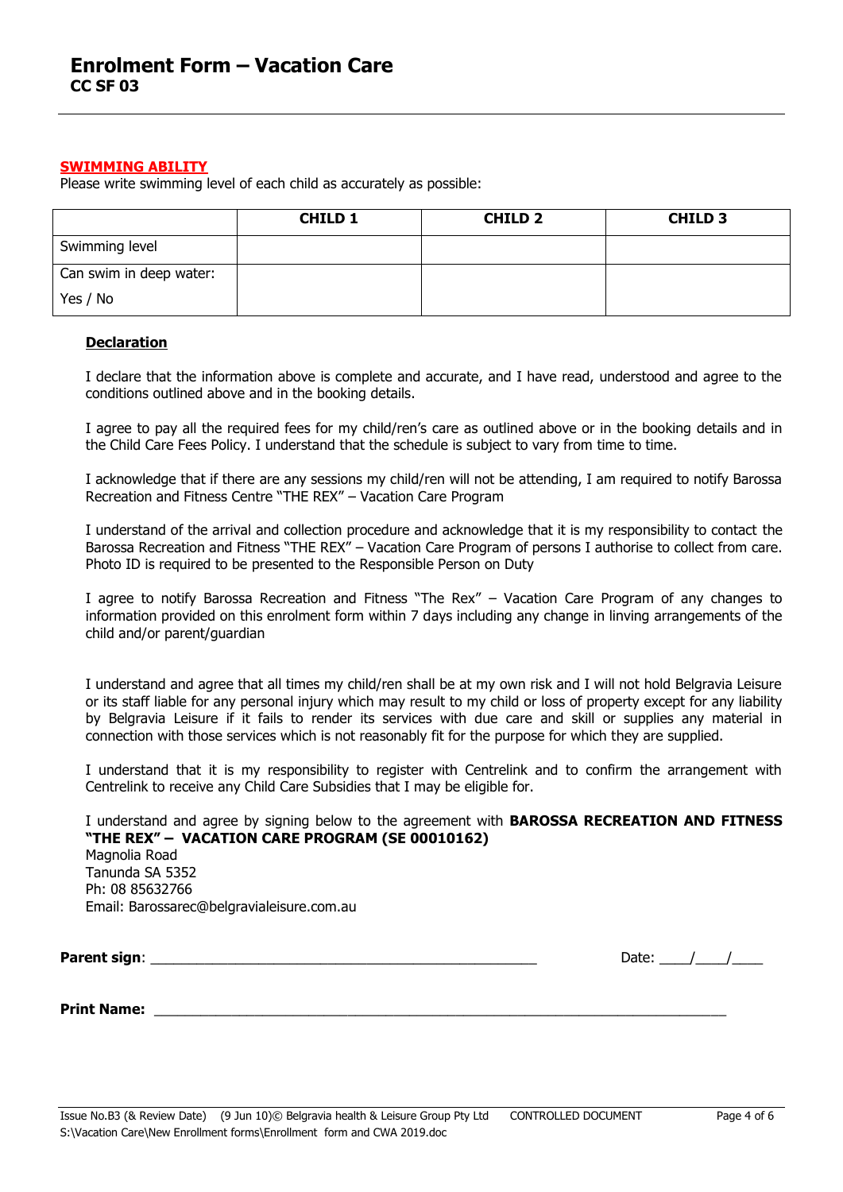# Enrolment Form – Vacation Care
**CC SF 03**

**SWIMMING ABILITY**

Please write swimming level of each child as accurately as possible:

| | CHILD 1 | CHILD 2 | CHILD 3 |
|---|---|---|---|
| Swimming level | | | |
| Can swim in deep water: Yes / No | | | |

**Declaration**

I declare that the information above is complete and accurate, and I have read, understood and agree to the conditions outlined above and in the booking details.

I agree to pay all the required fees for my child/ren's care as outlined above or in the booking details and in the Child Care Fees Policy. I understand that the schedule is subject to vary from time to time.

I acknowledge that if there are any sessions my child/ren will not be attending, I am required to notify Barossa Recreation and Fitness Centre "THE REX" – Vacation Care Program

I understand of the arrival and collection procedure and acknowledge that it is my responsibility to contact the Barossa Recreation and Fitness "THE REX" – Vacation Care Program of persons I authorise to collect from care. Photo ID is required to be presented to the Responsible Person on Duty

I agree to notify Barossa Recreation and Fitness "The Rex" – Vacation Care Program of any changes to information provided on this enrolment form within 7 days including any change in linving arrangements of the child and/or parent/guardian

I understand and agree that all times my child/ren shall be at my own risk and I will not hold Belgravia Leisure or its staff liable for any personal injury which may result to my child or loss of property except for any liability by Belgravia Leisure if it fails to render its services with due care and skill or supplies any material in connection with those services which is not reasonably fit for the purpose for which they are supplied.

I understand that it is my responsibility to register with Centrelink and to confirm the arrangement with Centrelink to receive any Child Care Subsidies that I may be eligible for.

I understand and agree by signing below to the agreement with **BAROSSA RECREATION AND FITNESS "THE REX" – VACATION CARE PROGRAM (SE 00010162)**
Magnolia Road
Tanunda SA 5352
Ph: 08 85632766
Email: Barossarec@belgravialeisure.com.au

**Parent sign**: ______________________________ Date: ____/____/____

**Print Name:** ______________________________

Issue No.B3 (& Review Date) (9 Jun 10)© Belgravia health & Leisure Group Pty Ltd CONTROLLED DOCUMENT
S:\Vacation Care\New Enrollment forms\Enrollment form and CWA 2019.doc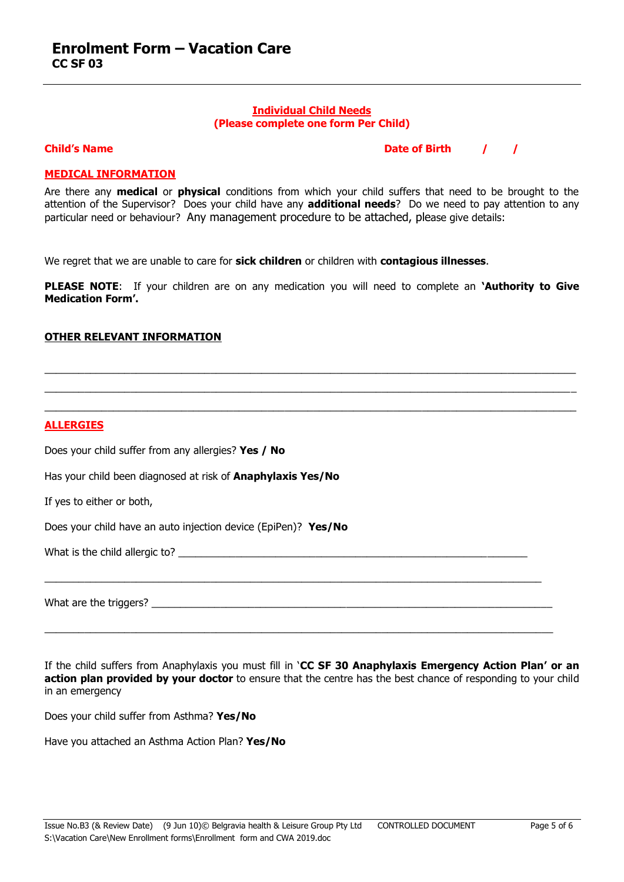# Enrolment Form – Vacation Care
**CC SF 03**

---

**Individual Child Needs**
**(Please complete one form Per Child)**

**Child's Name** **Date of Birth / /**

**MEDICAL INFORMATION**

Are there any **medical** or **physical** conditions from which your child suffers that need to be brought to the attention of the Supervisor? Does your child have any **additional needs**? Do we need to pay attention to any particular need or behaviour? Any management procedure to be attached, please give details:

We regret that we are unable to care for **sick children** or children with **contagious illnesses**.

**PLEASE NOTE**: If your children are on any medication you will need to complete an **'Authority to Give Medication Form'.**

**OTHER RELEVANT INFORMATION**

______________________________________________________________________________

______________________________________________________________________________

______________________________________________________________________________

**ALLERGIES**

Does your child suffer from any allergies? **Yes / No**

Has your child been diagnosed at risk of **Anaphylaxis Yes/No**

If yes to either or both,

Does your child have an auto injection device (EpiPen)? **Yes/No**

What is the child allergic to? ____________________________________________________

______________________________________________________________________________

What are the triggers? _________________________________________________________

______________________________________________________________________________

If the child suffers from Anaphylaxis you must fill in '**CC SF 30 Anaphylaxis Emergency Action Plan' or an action plan provided by your doctor** to ensure that the centre has the best chance of responding to your child in an emergency

Does your child suffer from Asthma? **Yes/No**

Have you attached an Asthma Action Plan? **Yes/No**

Issue No.B3 (& Review Date) (9 Jun 10)© Belgravia health & Leisure Group Pty Ltd CONTROLLED DOCUMENT
S:\Vacation Care\New Enrollment forms\Enrollment form and CWA 2019.doc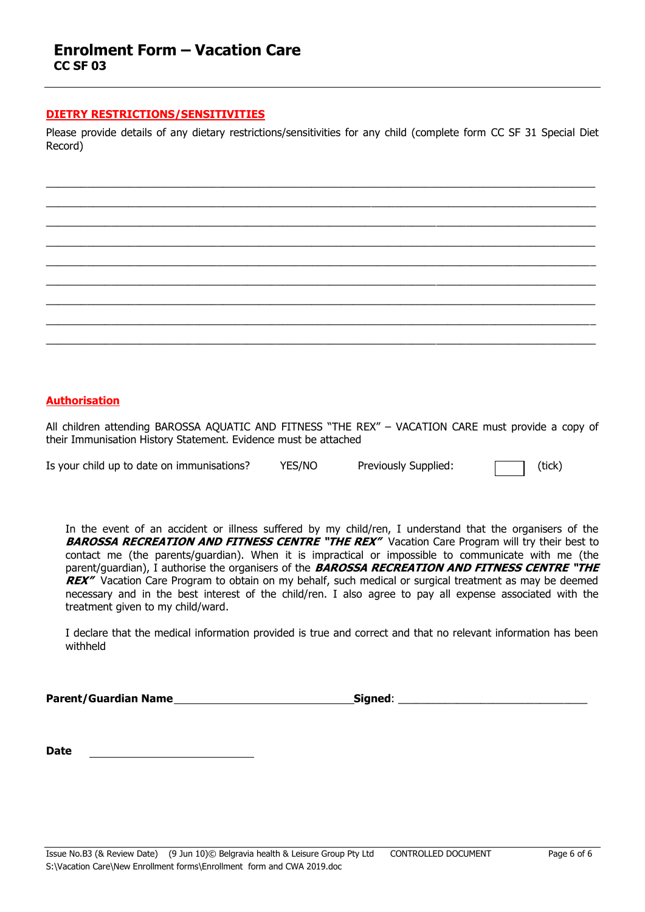# Enrolment Form – Vacation Care
**CC SF 03**

## DIETRY RESTRICTIONS/SENSITIVITIES

Please provide details of any dietary restrictions/sensitivities for any child (complete form CC SF 31 Special Diet Record)

______________________________________________________________________________

______________________________________________________________________________

______________________________________________________________________________

______________________________________________________________________________

______________________________________________________________________________

______________________________________________________________________________

______________________________________________________________________________

______________________________________________________________________________

______________________________________________________________________________

## Authorisation

All children attending BAROSSA AQUATIC AND FITNESS "THE REX" – VACATION CARE must provide a copy of their Immunisation History Statement. Evidence must be attached

Is your child up to date on immunisations? YES/NO Previously Supplied: ☐ (tick)

In the event of an accident or illness suffered by my child/ren, I understand that the organisers of the ***BAROSSA RECREATION AND FITNESS CENTRE "THE REX"*** Vacation Care Program will try their best to contact me (the parents/guardian). When it is impractical or impossible to communicate with me (the parent/guardian), I authorise the organisers of the ***BAROSSA RECREATION AND FITNESS CENTRE "THE REX"*** Vacation Care Program to obtain on my behalf, such medical or surgical treatment as may be deemed necessary and in the best interest of the child/ren. I also agree to pay all expense associated with the treatment given to my child/ward.

I declare that the medical information provided is true and correct and that no relevant information has been withheld

**Parent/Guardian Name** ______________________________ **Signed**: ______________________________

**Date** ____________________________

Issue No.B3 (& Review Date) (9 Jun 10)© Belgravia health & Leisure Group Pty Ltd CONTROLLED DOCUMENT
S:\Vacation Care\New Enrollment forms\Enrollment form and CWA 2019.doc